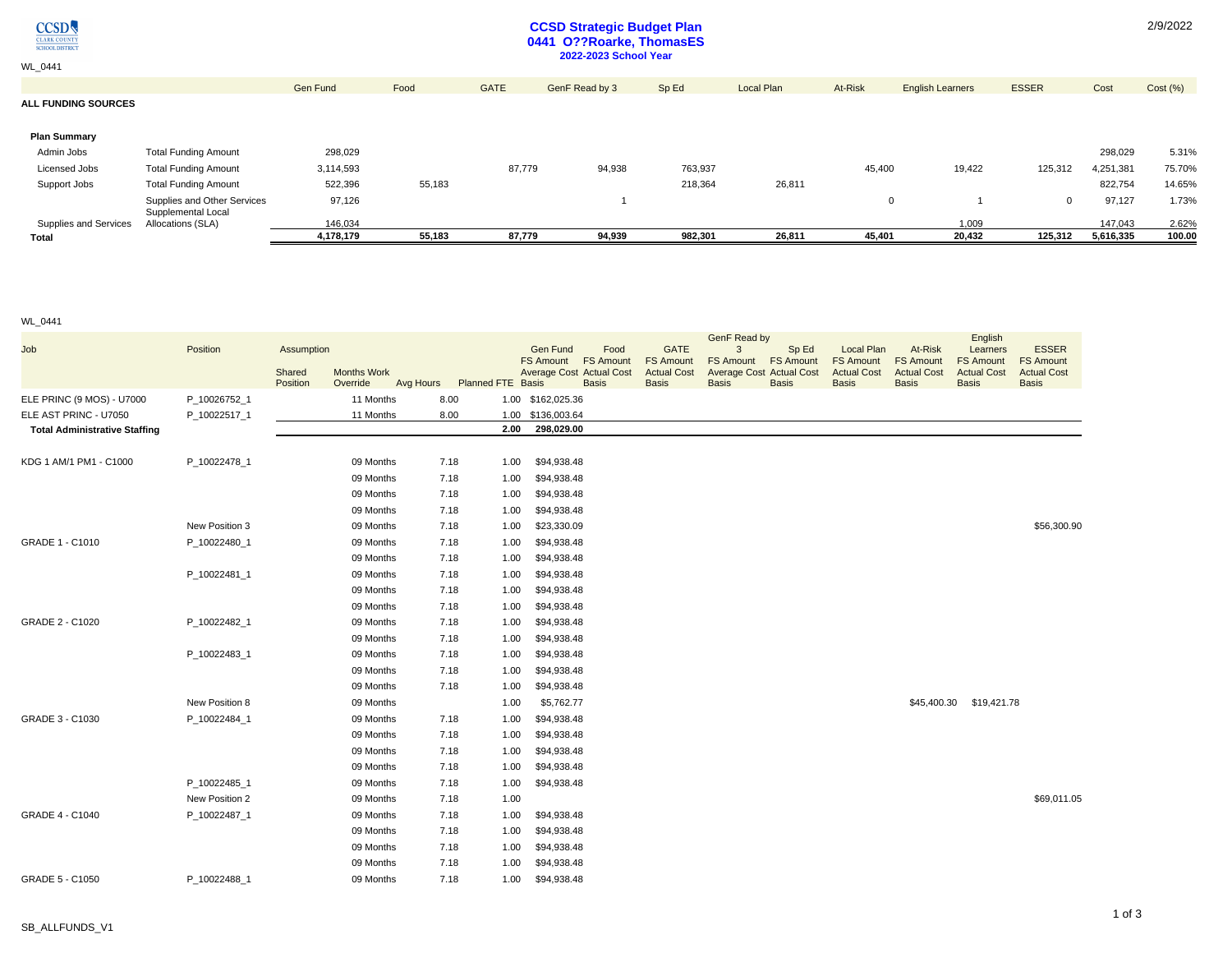# CCSD Strategic Budget Plan

## 0441 O??Roarke, ThomasES

### 2022-2023 School Year

2/9/2022

WL_0441

| | | Gen Fund | Food | GATE | GenF Read by 3 | Sp Ed | Local Plan | At-Risk | English Learners | ESSER | Cost | Cost (%) |
|---|---|---|---|---|---|---|---|---|---|---|---|---|
| **ALL FUNDING SOURCES** | | | | | | | | | | | | |
| **Plan Summary** | | | | | | | | | | | | |
| Admin Jobs | Total Funding Amount | 298,029 | | | | | | | | | 298,029 | 5.31% |
| Licensed Jobs | Total Funding Amount | 3,114,593 | | 87,779 | 94,938 | 763,937 | | 45,400 | 19,422 | 125,312 | 4,251,381 | 75.70% |
| Support Jobs | Total Funding Amount | 522,396 | 55,183 | | | 218,364 | 26,811 | | | | 822,754 | 14.65% |
| | Supplies and Other Services | 97,126 | | | 1 | | | 0 | 1 | 0 | 97,127 | 1.73% |
| Supplies and Services | Supplemental Local Allocations (SLA) | 146,034 | | | | | | | 1,009 | | 147,043 | 2.62% |
| **Total** | | **4,178,179** | **55,183** | **87,779** | **94,939** | **982,301** | **26,811** | **45,401** | **20,432** | **125,312** | **5,616,335** | **100.00** |

WL_0441

| Job | Position | Assumption Shared Position | Months Work Override | Avg Hours | Planned FTE | Gen Fund FS Amount Average Cost Basis | Food FS Amount Actual Cost Basis | GATE FS Amount Actual Cost Basis | GenF Read by 3 FS Amount Average Cost Basis | Sp Ed FS Amount Actual Cost Basis | Local Plan FS Amount Actual Cost Basis | At-Risk FS Amount Actual Cost Basis | English Learners FS Amount Actual Cost Basis | ESSER FS Amount Actual Cost Basis |
|---|---|---|---|---|---|---|---|---|---|---|---|---|---|---|
| ELE PRINC (9 MOS) - U7000 | P_10026752_1 | | 11 Months | 8.00 | 1.00 | $162,025.36 | | | | | | | | |
| ELE AST PRINC - U7050 | P_10022517_1 | | 11 Months | 8.00 | 1.00 | $136,003.64 | | | | | | | | |
| **Total Administrative Staffing** | | | | | **2.00** | **298,029.00** | | | | | | | | |
| KDG 1 AM/1 PM1 - C1000 | P_10022478_1 | | 09 Months | 7.18 | 1.00 | $94,938.48 | | | | | | | | |
| | | | 09 Months | 7.18 | 1.00 | $94,938.48 | | | | | | | | |
| | | | 09 Months | 7.18 | 1.00 | $94,938.48 | | | | | | | | |
| | | | 09 Months | 7.18 | 1.00 | $94,938.48 | | | | | | | | |
| | New Position 3 | | 09 Months | 7.18 | 1.00 | $23,330.09 | | | | | | | | $56,300.90 |
| GRADE 1 - C1010 | P_10022480_1 | | 09 Months | 7.18 | 1.00 | $94,938.48 | | | | | | | | |
| | | | 09 Months | 7.18 | 1.00 | $94,938.48 | | | | | | | | |
| | P_10022481_1 | | 09 Months | 7.18 | 1.00 | $94,938.48 | | | | | | | | |
| | | | 09 Months | 7.18 | 1.00 | $94,938.48 | | | | | | | | |
| | | | 09 Months | 7.18 | 1.00 | $94,938.48 | | | | | | | | |
| GRADE 2 - C1020 | P_10022482_1 | | 09 Months | 7.18 | 1.00 | $94,938.48 | | | | | | | | |
| | | | 09 Months | 7.18 | 1.00 | $94,938.48 | | | | | | | | |
| | P_10022483_1 | | 09 Months | 7.18 | 1.00 | $94,938.48 | | | | | | | | |
| | | | 09 Months | 7.18 | 1.00 | $94,938.48 | | | | | | | | |
| | | | 09 Months | 7.18 | 1.00 | $94,938.48 | | | | | | | | |
| | New Position 8 | | 09 Months | | 1.00 | $5,762.77 | | | | | | $45,400.30 | $19,421.78 | |
| GRADE 3 - C1030 | P_10022484_1 | | 09 Months | 7.18 | 1.00 | $94,938.48 | | | | | | | | |
| | | | 09 Months | 7.18 | 1.00 | $94,938.48 | | | | | | | | |
| | | | 09 Months | 7.18 | 1.00 | $94,938.48 | | | | | | | | |
| | | | 09 Months | 7.18 | 1.00 | $94,938.48 | | | | | | | | |
| | P_10022485_1 | | 09 Months | 7.18 | 1.00 | $94,938.48 | | | | | | | | |
| | New Position 2 | | 09 Months | 7.18 | 1.00 | | | | | | | | | $69,011.05 |
| GRADE 4 - C1040 | P_10022487_1 | | 09 Months | 7.18 | 1.00 | $94,938.48 | | | | | | | | |
| | | | 09 Months | 7.18 | 1.00 | $94,938.48 | | | | | | | | |
| | | | 09 Months | 7.18 | 1.00 | $94,938.48 | | | | | | | | |
| | | | 09 Months | 7.18 | 1.00 | $94,938.48 | | | | | | | | |
| GRADE 5 - C1050 | P_10022488_1 | | 09 Months | 7.18 | 1.00 | $94,938.48 | | | | | | | | |

SB_ALLFUNDS_V1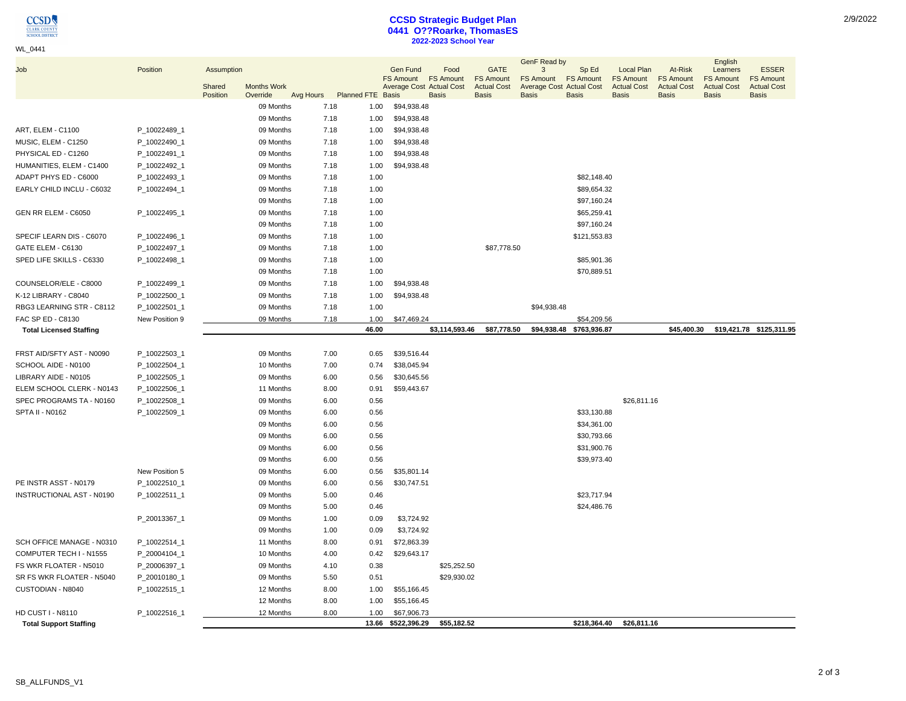# CCSD Strategic Budget Plan
## 0441 O??Roarke, ThomasES
### 2022-2023 School Year

WL_0441

| Job | Position | Assumption Shared Position | Months Work Override | Avg Hours | Planned FTE | Gen Fund FS Amount Average Cost Basis | Food FS Amount Actual Cost Basis | GATE FS Amount Actual Cost Basis | GenF Read by 3 FS Amount Average Cost Basis | Sp Ed FS Amount Actual Cost Basis | Local Plan FS Amount Actual Cost Basis | At-Risk FS Amount Actual Cost Basis | English Learners FS Amount Actual Cost Basis | ESSER FS Amount Actual Cost Basis |
|---|---|---|---|---|---|---|---|---|---|---|---|---|---|---|
| | | | 09 Months | 7.18 | 1.00 | $94,938.48 | | | | | | | | |
| | | | 09 Months | 7.18 | 1.00 | $94,938.48 | | | | | | | | |
| ART, ELEM - C1100 | P_10022489_1 | | 09 Months | 7.18 | 1.00 | $94,938.48 | | | | | | | | |
| MUSIC, ELEM - C1250 | P_10022490_1 | | 09 Months | 7.18 | 1.00 | $94,938.48 | | | | | | | | |
| PHYSICAL ED - C1260 | P_10022491_1 | | 09 Months | 7.18 | 1.00 | $94,938.48 | | | | | | | | |
| HUMANITIES, ELEM - C1400 | P_10022492_1 | | 09 Months | 7.18 | 1.00 | $94,938.48 | | | | | | | | |
| ADAPT PHYS ED - C6000 | P_10022493_1 | | 09 Months | 7.18 | 1.00 | | | | | $82,148.40 | | | | |
| EARLY CHILD INCLU - C6032 | P_10022494_1 | | 09 Months | 7.18 | 1.00 | | | | | $89,654.32 | | | | |
| | | | 09 Months | 7.18 | 1.00 | | | | | $97,160.24 | | | | |
| GEN RR ELEM - C6050 | P_10022495_1 | | 09 Months | 7.18 | 1.00 | | | | | $65,259.41 | | | | |
| | | | 09 Months | 7.18 | 1.00 | | | | | $97,160.24 | | | | |
| SPECIF LEARN DIS - C6070 | P_10022496_1 | | 09 Months | 7.18 | 1.00 | | | | | $121,553.83 | | | | |
| GATE ELEM - C6130 | P_10022497_1 | | 09 Months | 7.18 | 1.00 | | | $87,778.50 | | | | | | |
| SPED LIFE SKILLS - C6330 | P_10022498_1 | | 09 Months | 7.18 | 1.00 | | | | | $85,901.36 | | | | |
| | | | 09 Months | 7.18 | 1.00 | | | | | $70,889.51 | | | | |
| COUNSELOR/ELE - C8000 | P_10022499_1 | | 09 Months | 7.18 | 1.00 | $94,938.48 | | | | | | | | |
| K-12 LIBRARY - C8040 | P_10022500_1 | | 09 Months | 7.18 | 1.00 | $94,938.48 | | | | | | | | |
| RBG3 LEARNING STR - C8112 | P_10022501_1 | | 09 Months | 7.18 | 1.00 | | | | $94,938.48 | | | | | |
| FAC SP ED - C8130 | New Position 9 | | 09 Months | 7.18 | 1.00 | $47,469.24 | | | | $54,209.56 | | | | |
| **Total Licensed Staffing** | | | | | **46.00** | **$3,114,593.46** | | **$87,778.50** | **$94,938.48** | **$763,936.87** | | **$45,400.30** | **$19,421.78** | **$125,311.95** |
| FRST AID/SFTY AST - N0090 | P_10022503_1 | | 09 Months | 7.00 | 0.65 | $39,516.44 | | | | | | | | |
| SCHOOL AIDE - N0100 | P_10022504_1 | | 10 Months | 7.00 | 0.74 | $38,045.94 | | | | | | | | |
| LIBRARY AIDE - N0105 | P_10022505_1 | | 09 Months | 6.00 | 0.56 | $30,645.56 | | | | | | | | |
| ELEM SCHOOL CLERK - N0143 | P_10022506_1 | | 11 Months | 8.00 | 0.91 | $59,443.67 | | | | | | | | |
| SPEC PROGRAMS TA - N0160 | P_10022508_1 | | 09 Months | 6.00 | 0.56 | | | | | | $26,811.16 | | | |
| SPTA II - N0162 | P_10022509_1 | | 09 Months | 6.00 | 0.56 | | | | | $33,130.88 | | | | |
| | | | 09 Months | 6.00 | 0.56 | | | | | $34,361.00 | | | | |
| | | | 09 Months | 6.00 | 0.56 | | | | | $30,793.66 | | | | |
| | | | 09 Months | 6.00 | 0.56 | | | | | $31,900.76 | | | | |
| | | | 09 Months | 6.00 | 0.56 | | | | | $39,973.40 | | | | |
| | New Position 5 | | 09 Months | 6.00 | 0.56 | $35,801.14 | | | | | | | | |
| PE INSTR ASST - N0179 | P_10022510_1 | | 09 Months | 6.00 | 0.56 | $30,747.51 | | | | | | | | |
| INSTRUCTIONAL AST - N0190 | P_10022511_1 | | 09 Months | 5.00 | 0.46 | | | | | $23,717.94 | | | | |
| | | | 09 Months | 5.00 | 0.46 | | | | | $24,486.76 | | | | |
| | P_20013367_1 | | 09 Months | 1.00 | 0.09 | $3,724.92 | | | | | | | | |
| | | | 09 Months | 1.00 | 0.09 | $3,724.92 | | | | | | | | |
| SCH OFFICE MANAGE - N0310 | P_10022514_1 | | 11 Months | 8.00 | 0.91 | $72,863.39 | | | | | | | | |
| COMPUTER TECH I - N1555 | P_20004104_1 | | 10 Months | 4.00 | 0.42 | $29,643.17 | | | | | | | | |
| FS WKR FLOATER - N5010 | P_20006397_1 | | 09 Months | 4.10 | 0.38 | | $25,252.50 | | | | | | | |
| SR FS WKR FLOATER - N5040 | P_20010180_1 | | 09 Months | 5.50 | 0.51 | | $29,930.02 | | | | | | | |
| CUSTODIAN - N8040 | P_10022515_1 | | 12 Months | 8.00 | 1.00 | $55,166.45 | | | | | | | | |
| | | | 12 Months | 8.00 | 1.00 | $55,166.45 | | | | | | | | |
| HD CUST I - N8110 | P_10022516_1 | | 12 Months | 8.00 | 1.00 | $67,906.73 | | | | | | | | |
| **Total Support Staffing** | | | | | **13.66** | **$522,396.29** | **$55,182.52** | | | **$218,364.40** | **$26,811.16** | | | |

SB_ALLFUNDS_V1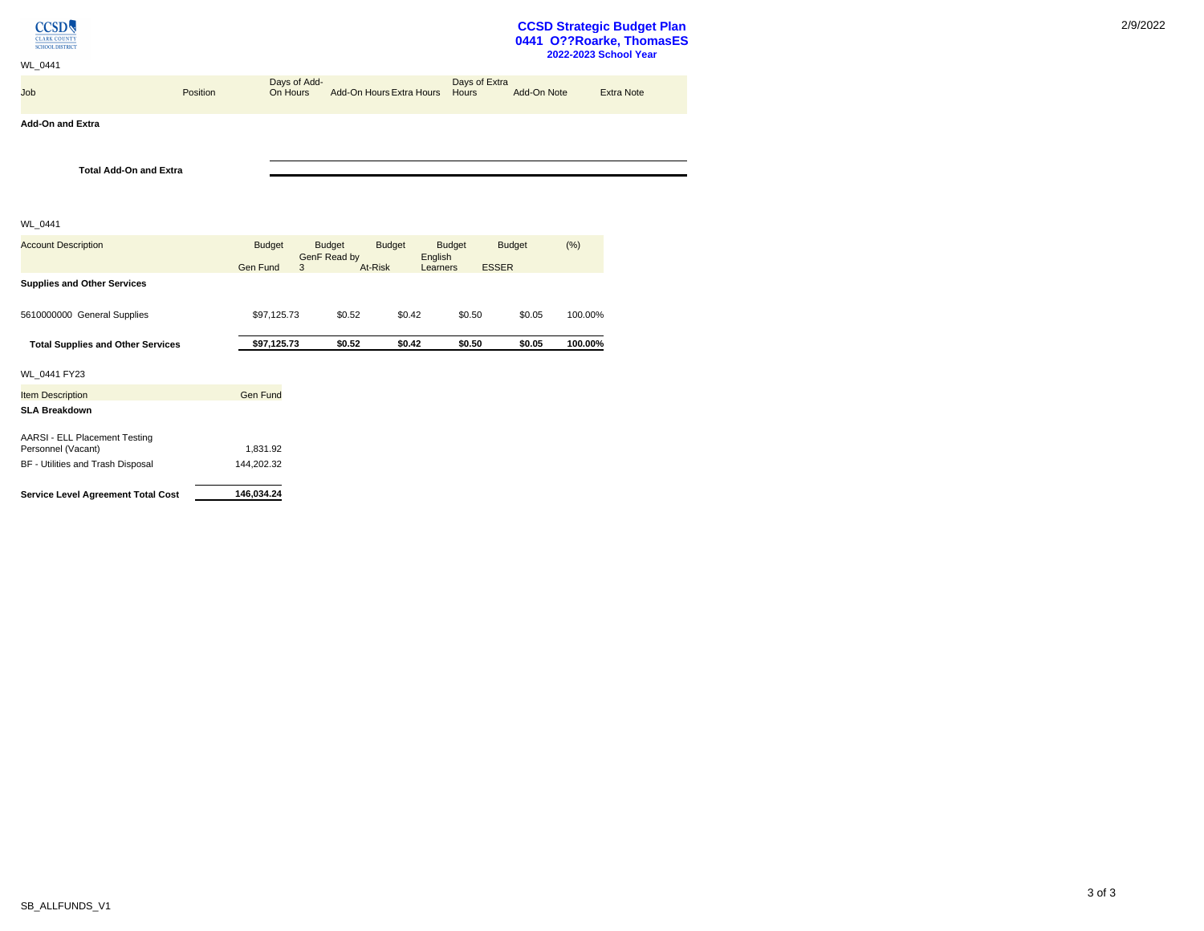# CCSD Strategic Budget Plan
## 0441 O??Roarke, ThomasES
### 2022-2023 School Year

WL_0441

| Job | Position | Days of Add-On Hours | Add-On Hours | Extra Hours | Days of Extra Hours | Add-On Note | Extra Note |
|---|---|---|---|---|---|---|---|
| **Add-On and Extra** | | | | | | | |
| **Total Add-On and Extra** | | | | | | | |

WL_0441

| Account Description | Budget Gen Fund | Budget GenF Read by 3 | Budget At-Risk | Budget English Learners | Budget ESSER | (%) |
|---|---|---|---|---|---|---|
| **Supplies and Other Services** | | | | | | |
| 5610000000 General Supplies | $97,125.73 | $0.52 | $0.42 | $0.50 | $0.05 | 100.00% |
| **Total Supplies and Other Services** | **$97,125.73** | **$0.52** | **$0.42** | **$0.50** | **$0.05** | **100.00%** |

WL_0441 FY23

| Item Description | Gen Fund |
|---|---|
| **SLA Breakdown** | |
| AARSI - ELL Placement Testing Personnel (Vacant) | 1,831.92 |
| BF - Utilities and Trash Disposal | 144,202.32 |
| **Service Level Agreement Total Cost** | **146,034.24** |

SB_ALLFUNDS_V1